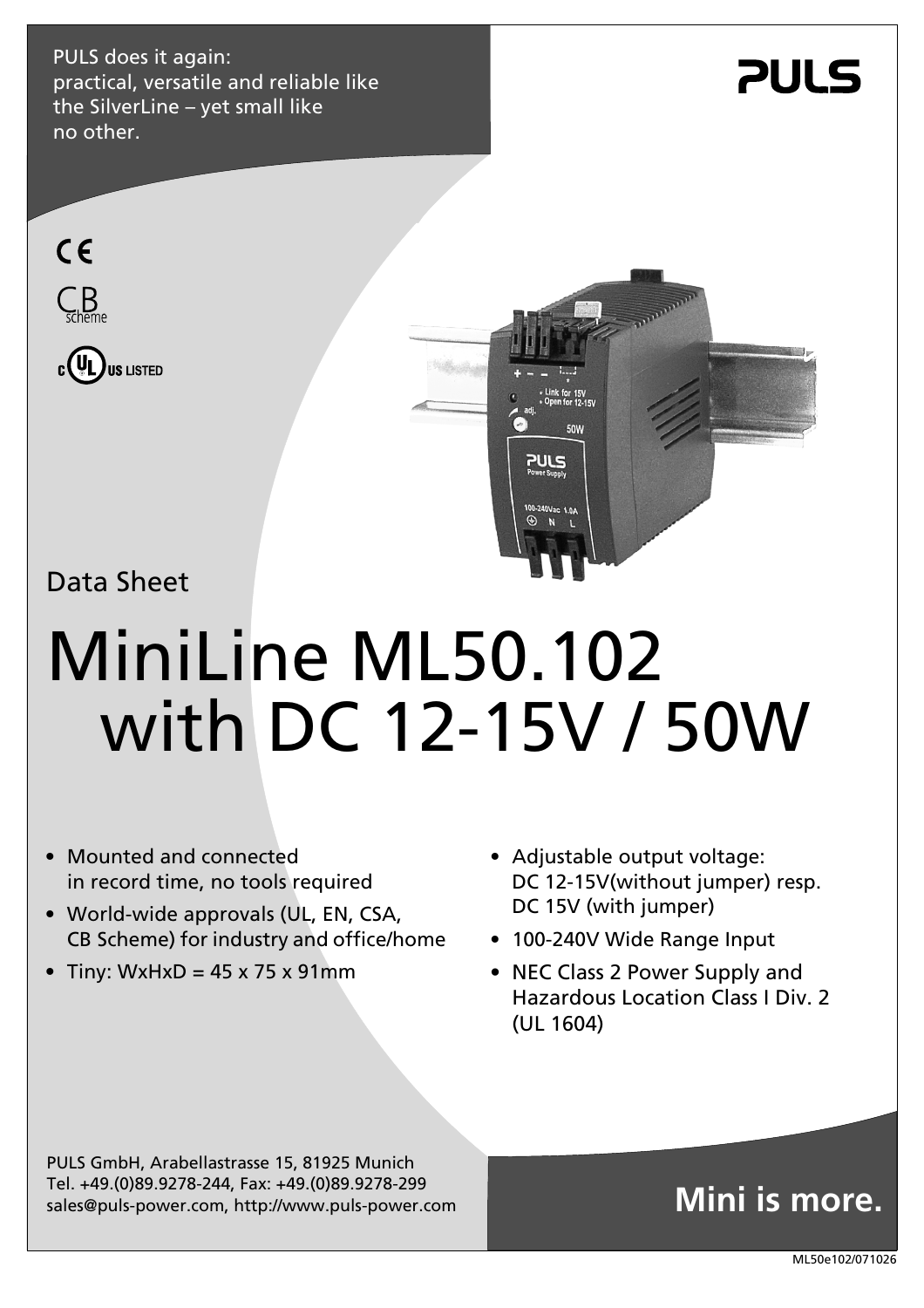PULS does it again:
practical, versatile and reliable like the SilverLine – yet small like no other.

PULS

CE

CB scheme

c UL us LISTED

Data Sheet

# MiniLine ML50.102 with DC 12-15V / 50W

- Mounted and connected in record time, no tools required
- World-wide approvals (UL, EN, CSA, CB Scheme) for industry and office/home
- Tiny: WxHxD = 45 x 75 x 91mm
- Adjustable output voltage: DC 12-15V(without jumper) resp. DC 15V (with jumper)
- 100-240V Wide Range Input
- NEC Class 2 Power Supply and Hazardous Location Class I Div. 2 (UL 1604)

PULS GmbH, Arabellastrasse 15, 81925 Munich
Tel. +49.(0)89.9278-244, Fax: +49.(0)89.9278-299
sales@puls-power.com, http://www.puls-power.com

**Mini is more.**

ML50e102/071026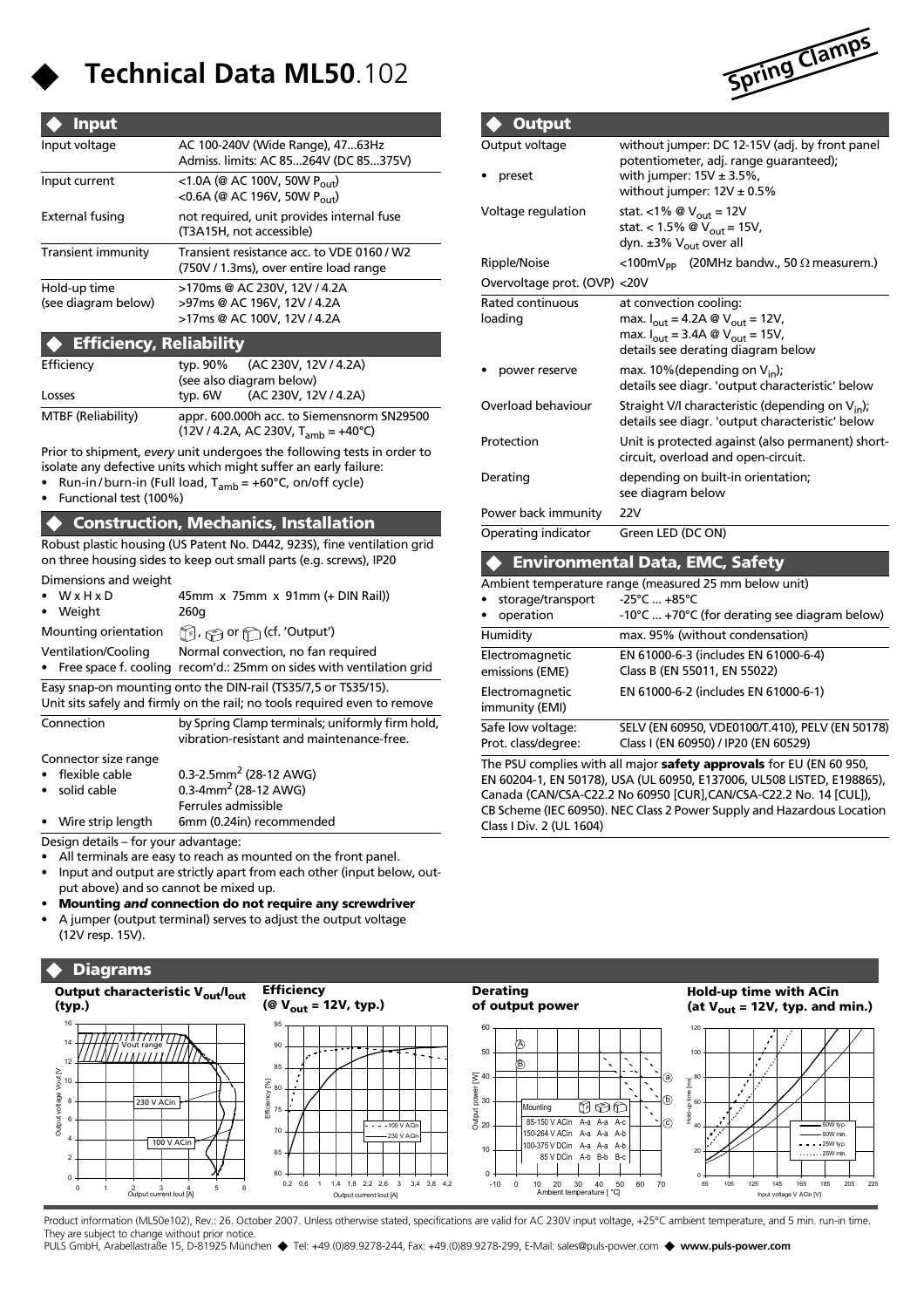# Technical Data ML50.102

Spring Clamps

## Input

| | |
|---|---|
| Input voltage | AC 100-240V (Wide Range), 47...63Hz<br>Admiss. limits: AC 85...264V (DC 85...375V) |
| Input current | <1.0A (@ AC 100V, 50W $P_{out}$)<br><0.6A (@ AC 196V, 50W $P_{out}$) |
| External fusing | not required, unit provides internal fuse (T3A15H, not accessible) |
| Transient immunity | Transient resistance acc. to VDE 0160 / W2 (750V / 1.3ms), over entire load range |
| Hold-up time (see diagram below) | >170ms @ AC 230V, 12V / 4.2A<br>>97ms @ AC 196V, 12V / 4.2A<br>>17ms @ AC 100V, 12V / 4.2A |

## Efficiency, Reliability

| | |
|---|---|
| Efficiency | typ. 90% (AC 230V, 12V / 4.2A)<br>(see also diagram below) |
| Losses | typ. 6W (AC 230V, 12V / 4.2A) |
| MTBF (Reliability) | appr. 600.000h acc. to Siemensnorm SN29500 (12V / 4.2A, AC 230V, $T_{amb}$ = +40°C) |

Prior to shipment, *every* unit undergoes the following tests in order to isolate any defective units which might suffer an early failure:

- Run-in / burn-in (Full load, $T_{amb}$ = +60°C, on/off cycle)
- Functional test (100%)

## Construction, Mechanics, Installation

Robust plastic housing (US Patent No. D442, 923S), fine ventilation grid on three housing sides to keep out small parts (e.g. screws), IP20

Dimensions and weight

- W x H x D: 45mm x 75mm x 91mm (+ DIN Rail))
- Weight: 260g

Mounting orientation: (cf. 'Output')

Ventilation/Cooling: Normal convection, no fan required

- Free space f. cooling: recom'd.: 25mm on sides with ventilation grid

Easy snap-on mounting onto the DIN-rail (TS35/7,5 or TS35/15).
Unit sits safely and firmly on the rail; no tools required even to remove

| | |
|---|---|
| Connection | by Spring Clamp terminals; uniformly firm hold, vibration-resistant and maintenance-free. |

Connector size range

- flexible cable: 0.3-2.5mm$^2$ (28-12 AWG)
- solid cable: 0.3-4mm$^2$ (28-12 AWG)
  Ferrules admissible
- Wire strip length: 6mm (0.24in) recommended

Design details – for your advantage:

- All terminals are easy to reach as mounted on the front panel.
- Input and output are strictly apart from each other (input below, output above) and so cannot be mixed up.
- **Mounting *and* connection do not require any screwdriver**
- A jumper (output terminal) serves to adjust the output voltage (12V resp. 15V).

## Output

| | |
|---|---|
| Output voltage<br>• preset | without jumper: DC 12-15V (adj. by front panel potentiometer, adj. range guaranteed);<br>with jumper: 15V ± 3.5%,<br>without jumper: 12V ± 0.5% |
| Voltage regulation | stat. <1% @ $V_{out}$ = 12V<br>stat. < 1.5% @ $V_{out}$ = 15V,<br>dyn. ±3% $V_{out}$ over all |
| Ripple/Noise | <100m$V_{PP}$ (20MHz bandw., 50 Ω measurem.) |
| Overvoltage prot. (OVP) | <20V |
| Rated continuous loading | at convection cooling:<br>max. $I_{out}$ = 4.2A @ $V_{out}$ = 12V,<br>max. $I_{out}$ = 3.4A @ $V_{out}$ = 15V,<br>details see derating diagram below |
| • power reserve | max. 10%(depending on $V_{in}$);<br>details see diagr. 'output characteristic' below |
| Overload behaviour | Straight V/I characteristic (depending on $V_{in}$);<br>details see diagr. 'output characteristic' below |
| Protection | Unit is protected against (also permanent) short-circuit, overload and open-circuit. |
| Derating | depending on built-in orientation;<br>see diagram below |
| Power back immunity | 22V |
| Operating indicator | Green LED (DC ON) |

## Environmental Data, EMC, Safety

Ambient temperature range (measured 25 mm below unit)

- storage/transport: -25°C ... +85°C
- operation: -10°C ... +70°C (for derating see diagram below)

| | |
|---|---|
| Humidity | max. 95% (without condensation) |
| Electromagnetic emissions (EME) | EN 61000-6-3 (includes EN 61000-6-4)<br>Class B (EN 55011, EN 55022) |
| Electromagnetic immunity (EMI) | EN 61000-6-2 (includes EN 61000-6-1) |
| Safe low voltage:<br>Prot. class/degree: | SELV (EN 60950, VDE0100/T.410), PELV (EN 50178)<br>Class I (EN 60950) / IP20 (EN 60529) |

The PSU complies with all major **safety approvals** for EU (EN 60 950, EN 60204-1, EN 50178), USA (UL 60950, E137006, UL508 LISTED, E198865), Canada (CAN/CSA-C22.2 No 60950 [CUR],CAN/CSA-C22.2 No. 14 [CUL]), CB Scheme (IEC 60950). NEC Class 2 Power Supply and Hazardous Location Class I Div. 2 (UL 1604)

## Diagrams

**Output characteristic $V_{out}/I_{out}$ (typ.)**

Vout range
230 V ACin
100 V ACin
Output voltage Vout [V]
Output current Iout [A]
0 1 2 3 4 5 6
0 2 4 6 8 10 12 14 16

**Efficiency (@ $V_{out}$ = 12V, typ.)**

100 V ACin
230 V ACin
Efficiency [%]
Output current Iout [A]
0,2 0,6 1 1,4 1,8 2,2 2,6 3 3,4 3,8 4,2
60 65 70 75 80 85 90 95

**Derating of output power**

Mounting

| | | | |
|---|---|---|---|
| 85-150 V ACin | A-a | A-a | A-c |
| 150-264 V ACin | A-a | A-a | A-b |
| 100-375 V DCin | A-a | A-a | A-b |
| 85 V DCin | A-b | B-b | B-c |

A B a b c
Output power [W]
Ambient temperature [°C]
-10 0 10 20 30 40 50 60 70
0 10 20 30 40 50 60

**Hold-up time with ACin (at $V_{out}$ = 12V, typ. and min.)**

50W typ.
50W min.
25W typ.
25W min.
Hold-up time [ms]
Input voltage V ACin [V]
85 105 125 145 165 185 205 225
0 20 40 60 80 100 120

Product information (ML50e102), Rev.: 26. October 2007. Unless otherwise stated, specifications are valid for AC 230V input voltage, +25°C ambient temperature, and 5 min. run-in time. They are subject to change without prior notice.
PULS GmbH, Arabellastraße 15, D-81925 München ◆ Tel: +49.(0)89.9278-244, Fax: +49.(0)89.9278-299, E-Mail: sales@puls-power.com ◆ **www.puls-power.com**